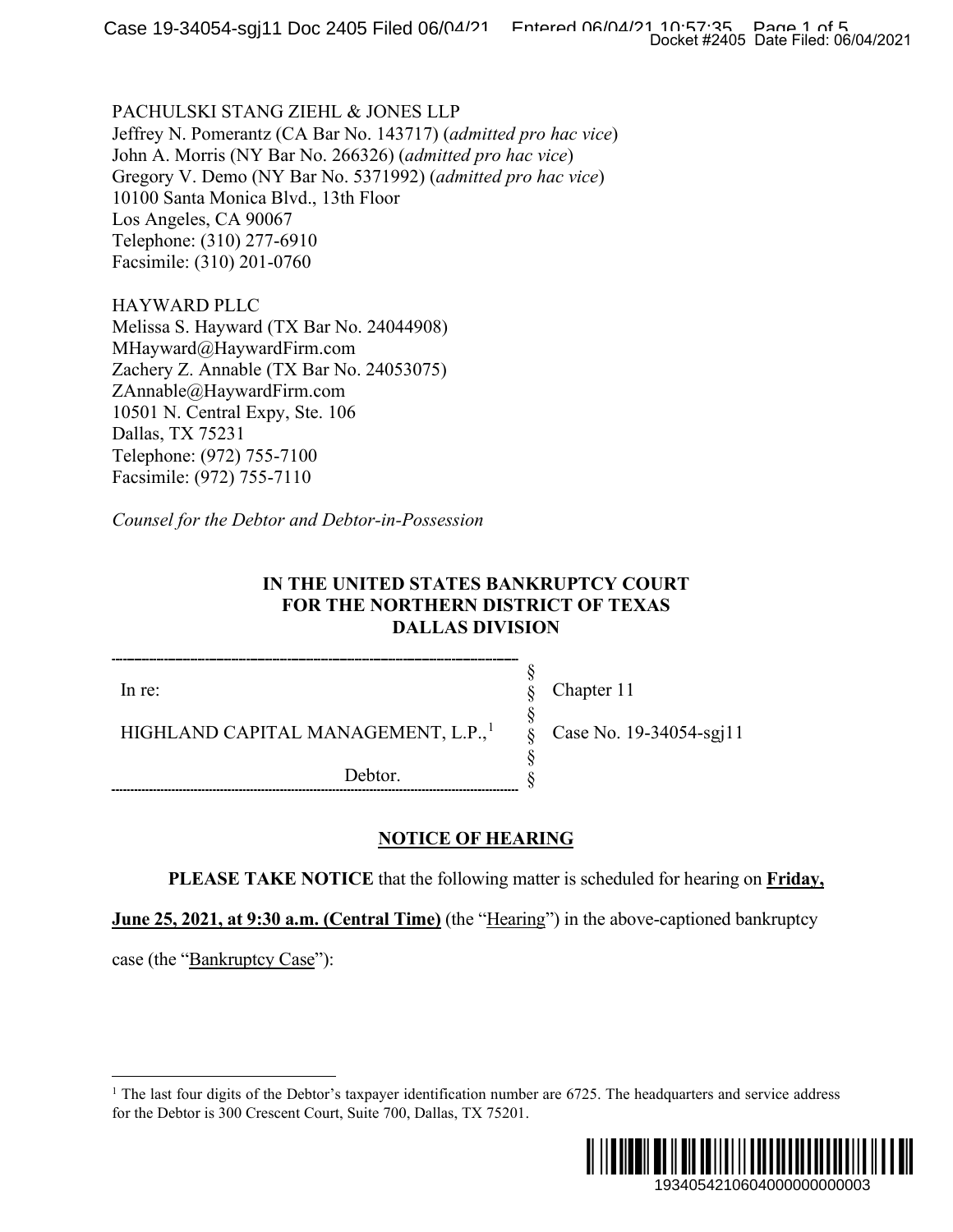PACHULSKI STANG ZIEHL & JONES LLP
Jeffrey N. Pomerantz (CA Bar No. 143717) (*admitted pro hac vice*)
John A. Morris (NY Bar No. 266326) (*admitted pro hac vice*)
Gregory V. Demo (NY Bar No. 5371992) (*admitted pro hac vice*)
10100 Santa Monica Blvd., 13th Floor
Los Angeles, CA 90067
Telephone: (310) 277-6910
Facsimile: (310) 201-0760

HAYWARD PLLC
Melissa S. Hayward (TX Bar No. 24044908)
MHayward@HaywardFirm.com
Zachery Z. Annable (TX Bar No. 24053075)
ZAnnable@HaywardFirm.com
10501 N. Central Expy, Ste. 106
Dallas, TX 75231
Telephone: (972) 755-7100
Facsimile: (972) 755-7110

*Counsel for the Debtor and Debtor-in-Possession*

**IN THE UNITED STATES BANKRUPTCY COURT
FOR THE NORTHERN DISTRICT OF TEXAS
DALLAS DIVISION**

| | | |
|---|---|---|
| In re: | § | Chapter 11 |
| | § | |
| HIGHLAND CAPITAL MANAGEMENT, L.P.,[1] | § | Case No. 19-34054-sgj11 |
| | § | |
| Debtor. | § | |

## NOTICE OF HEARING

**PLEASE TAKE NOTICE** that the following matter is scheduled for hearing on **Friday, June 25, 2021, at 9:30 a.m. (Central Time)** (the "Hearing") in the above-captioned bankruptcy case (the "Bankruptcy Case"):

---

[1] The last four digits of the Debtor's taxpayer identification number are 6725. The headquarters and service address for the Debtor is 300 Crescent Court, Suite 700, Dallas, TX 75201.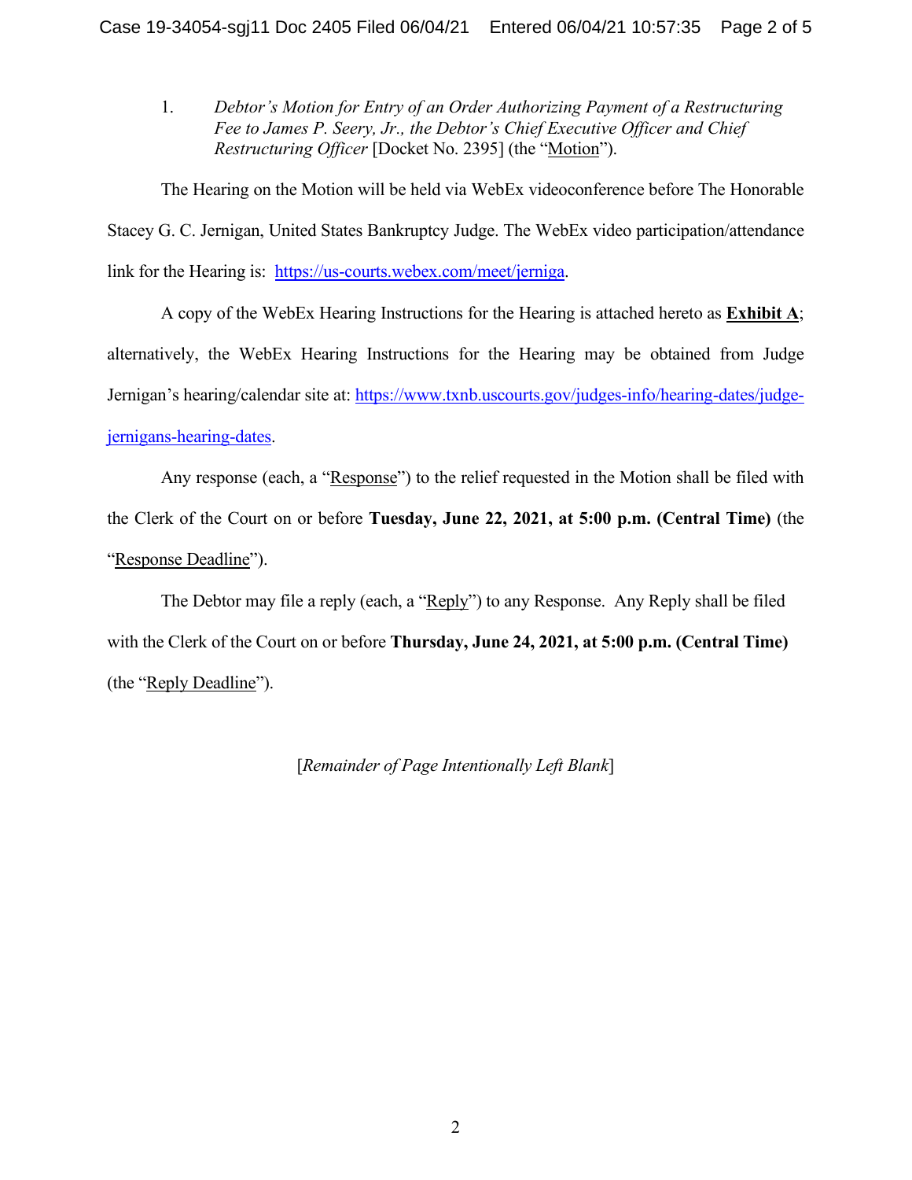1. *Debtor's Motion for Entry of an Order Authorizing Payment of a Restructuring Fee to James P. Seery, Jr., the Debtor's Chief Executive Officer and Chief Restructuring Officer* [Docket No. 2395] (the "Motion").

The Hearing on the Motion will be held via WebEx videoconference before The Honorable Stacey G. C. Jernigan, United States Bankruptcy Judge. The WebEx video participation/attendance link for the Hearing is: https://us-courts.webex.com/meet/jerniga.

A copy of the WebEx Hearing Instructions for the Hearing is attached hereto as **Exhibit A**; alternatively, the WebEx Hearing Instructions for the Hearing may be obtained from Judge Jernigan's hearing/calendar site at: https://www.txnb.uscourts.gov/judges-info/hearing-dates/judge-jernigans-hearing-dates.

Any response (each, a "Response") to the relief requested in the Motion shall be filed with the Clerk of the Court on or before **Tuesday, June 22, 2021, at 5:00 p.m. (Central Time)** (the "Response Deadline").

The Debtor may file a reply (each, a "Reply") to any Response. Any Reply shall be filed with the Clerk of the Court on or before **Thursday, June 24, 2021, at 5:00 p.m. (Central Time)** (the "Reply Deadline").

[*Remainder of Page Intentionally Left Blank*]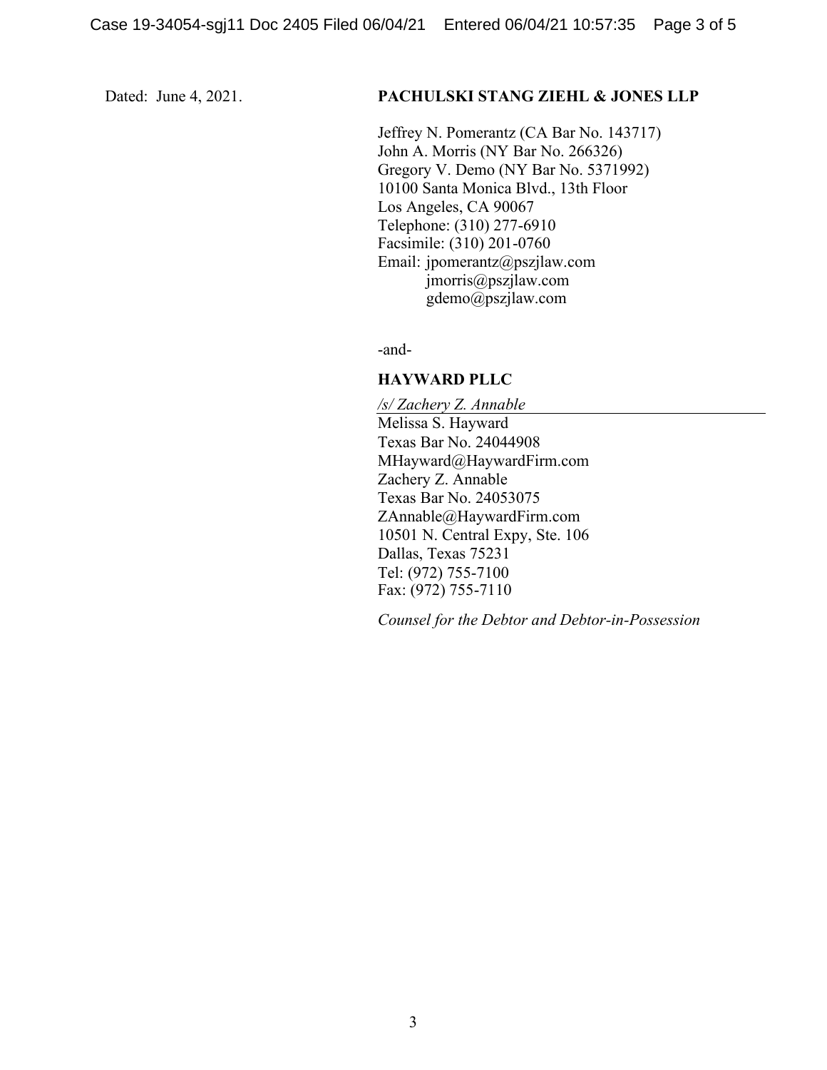Dated: June 4, 2021.

**PACHULSKI STANG ZIEHL & JONES LLP**

Jeffrey N. Pomerantz (CA Bar No. 143717)
John A. Morris (NY Bar No. 266326)
Gregory V. Demo (NY Bar No. 5371992)
10100 Santa Monica Blvd., 13th Floor
Los Angeles, CA 90067
Telephone: (310) 277-6910
Facsimile: (310) 201-0760
Email: jpomerantz@pszjlaw.com
jmorris@pszjlaw.com
gdemo@pszjlaw.com

-and-

**HAYWARD PLLC**

*/s/ Zachery Z. Annable*
Melissa S. Hayward
Texas Bar No. 24044908
MHayward@HaywardFirm.com
Zachery Z. Annable
Texas Bar No. 24053075
ZAnnable@HaywardFirm.com
10501 N. Central Expy, Ste. 106
Dallas, Texas 75231
Tel: (972) 755-7100
Fax: (972) 755-7110

*Counsel for the Debtor and Debtor-in-Possession*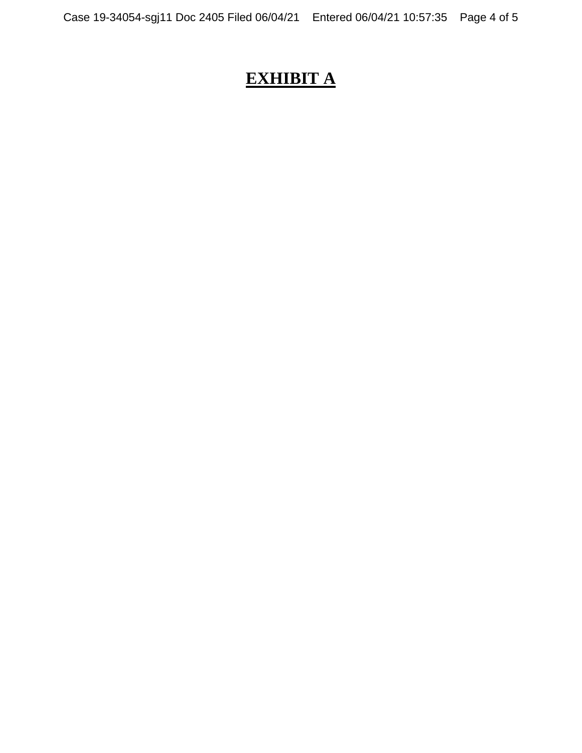# **EXHIBIT A**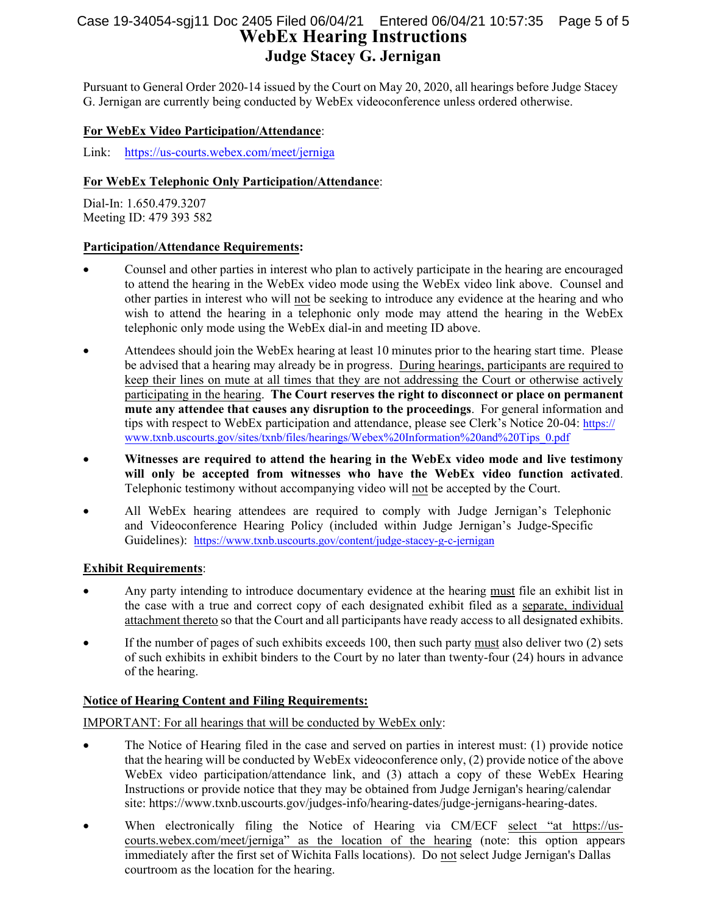# WebEx Hearing Instructions

## Judge Stacey G. Jernigan

Pursuant to General Order 2020-14 issued by the Court on May 20, 2020, all hearings before Judge Stacey G. Jernigan are currently being conducted by WebEx videoconference unless ordered otherwise.

**For WebEx Video Participation/Attendance**:

Link: https://us-courts.webex.com/meet/jerniga

**For WebEx Telephonic Only Participation/Attendance**:

Dial-In: 1.650.479.3207
Meeting ID: 479 393 582

**Participation/Attendance Requirements:**

- Counsel and other parties in interest who plan to actively participate in the hearing are encouraged to attend the hearing in the WebEx video mode using the WebEx video link above. Counsel and other parties in interest who will not be seeking to introduce any evidence at the hearing and who wish to attend the hearing in a telephonic only mode may attend the hearing in the WebEx telephonic only mode using the WebEx dial-in and meeting ID above.
- Attendees should join the WebEx hearing at least 10 minutes prior to the hearing start time. Please be advised that a hearing may already be in progress. During hearings, participants are required to keep their lines on mute at all times that they are not addressing the Court or otherwise actively participating in the hearing. **The Court reserves the right to disconnect or place on permanent mute any attendee that causes any disruption to the proceedings**. For general information and tips with respect to WebEx participation and attendance, please see Clerk's Notice 20-04: https://www.txnb.uscourts.gov/sites/txnb/files/hearings/Webex%20Information%20and%20Tips_0.pdf
- **Witnesses are required to attend the hearing in the WebEx video mode and live testimony will only be accepted from witnesses who have the WebEx video function activated**. Telephonic testimony without accompanying video will not be accepted by the Court.
- All WebEx hearing attendees are required to comply with Judge Jernigan's Telephonic and Videoconference Hearing Policy (included within Judge Jernigan's Judge-Specific Guidelines): https://www.txnb.uscourts.gov/content/judge-stacey-g-c-jernigan

**Exhibit Requirements**:

- Any party intending to introduce documentary evidence at the hearing must file an exhibit list in the case with a true and correct copy of each designated exhibit filed as a separate, individual attachment thereto so that the Court and all participants have ready access to all designated exhibits.
- If the number of pages of such exhibits exceeds 100, then such party must also deliver two (2) sets of such exhibits in exhibit binders to the Court by no later than twenty-four (24) hours in advance of the hearing.

**Notice of Hearing Content and Filing Requirements:**

IMPORTANT: For all hearings that will be conducted by WebEx only:

- The Notice of Hearing filed in the case and served on parties in interest must: (1) provide notice that the hearing will be conducted by WebEx videoconference only, (2) provide notice of the above WebEx video participation/attendance link, and (3) attach a copy of these WebEx Hearing Instructions or provide notice that they may be obtained from Judge Jernigan's hearing/calendar site: https://www.txnb.uscourts.gov/judges-info/hearing-dates/judge-jernigans-hearing-dates.
- When electronically filing the Notice of Hearing via CM/ECF select "at https://us-courts.webex.com/meet/jerniga" as the location of the hearing (note: this option appears immediately after the first set of Wichita Falls locations). Do not select Judge Jernigan's Dallas courtroom as the location for the hearing.